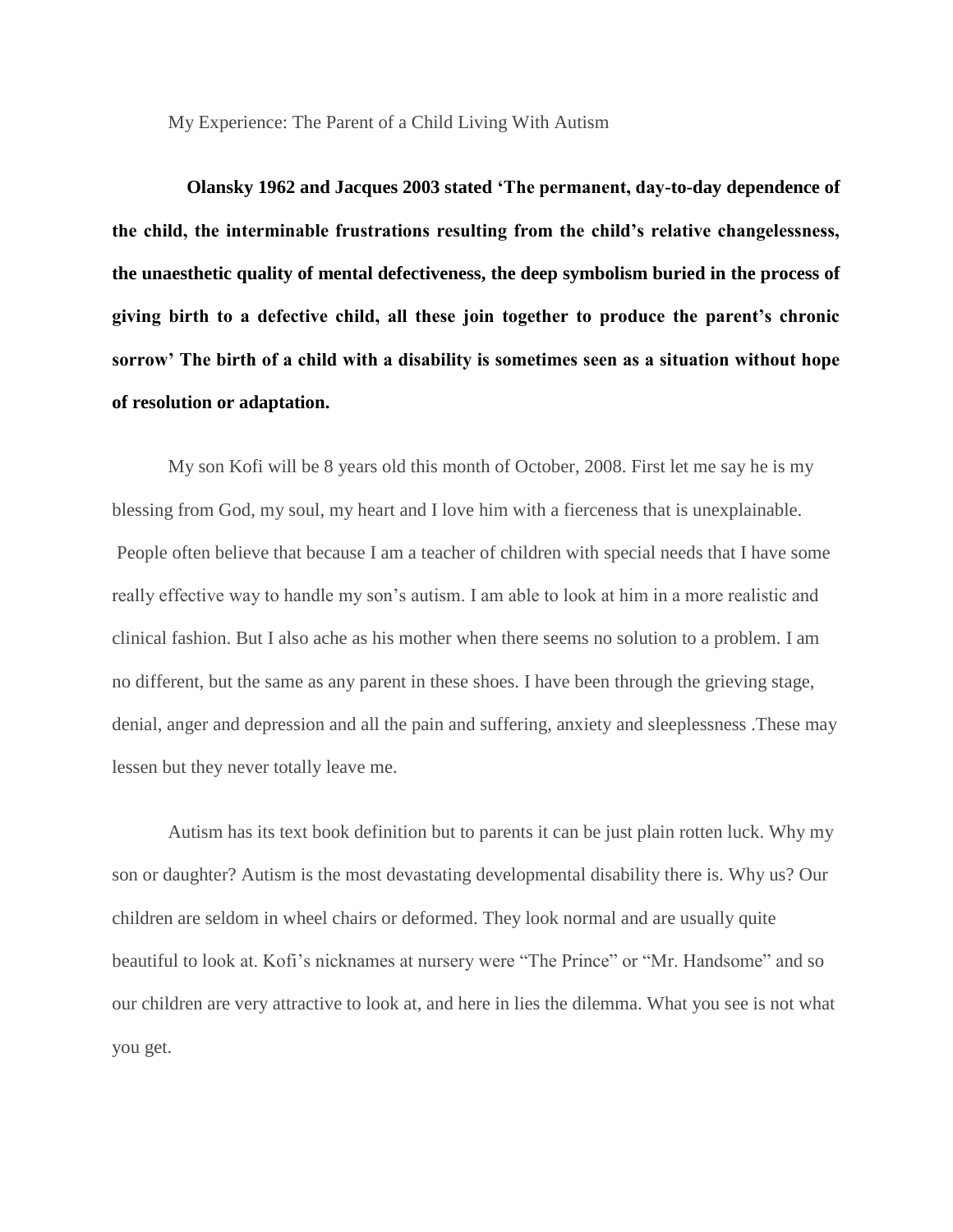# My Experience: The Parent of a Child Living With Autism

**Olansky 1962 and Jacques 2003 stated 'The permanent, day-to-day dependence of the child, the interminable frustrations resulting from the child's relative changelessness, the unaesthetic quality of mental defectiveness, the deep symbolism buried in the process of giving birth to a defective child, all these join together to produce the parent's chronic sorrow' The birth of a child with a disability is sometimes seen as a situation without hope of resolution or adaptation.**

My son Kofi will be 8 years old this month of October, 2008. First let me say he is my blessing from God, my soul, my heart and I love him with a fierceness that is unexplainable. People often believe that because I am a teacher of children with special needs that I have some really effective way to handle my son's autism. I am able to look at him in a more realistic and clinical fashion. But I also ache as his mother when there seems no solution to a problem. I am no different, but the same as any parent in these shoes. I have been through the grieving stage, denial, anger and depression and all the pain and suffering, anxiety and sleeplessness .These may lessen but they never totally leave me.

Autism has its text book definition but to parents it can be just plain rotten luck. Why my son or daughter? Autism is the most devastating developmental disability there is. Why us? Our children are seldom in wheel chairs or deformed. They look normal and are usually quite beautiful to look at. Kofi's nicknames at nursery were "The Prince" or "Mr. Handsome" and so our children are very attractive to look at, and here in lies the dilemma. What you see is not what you get.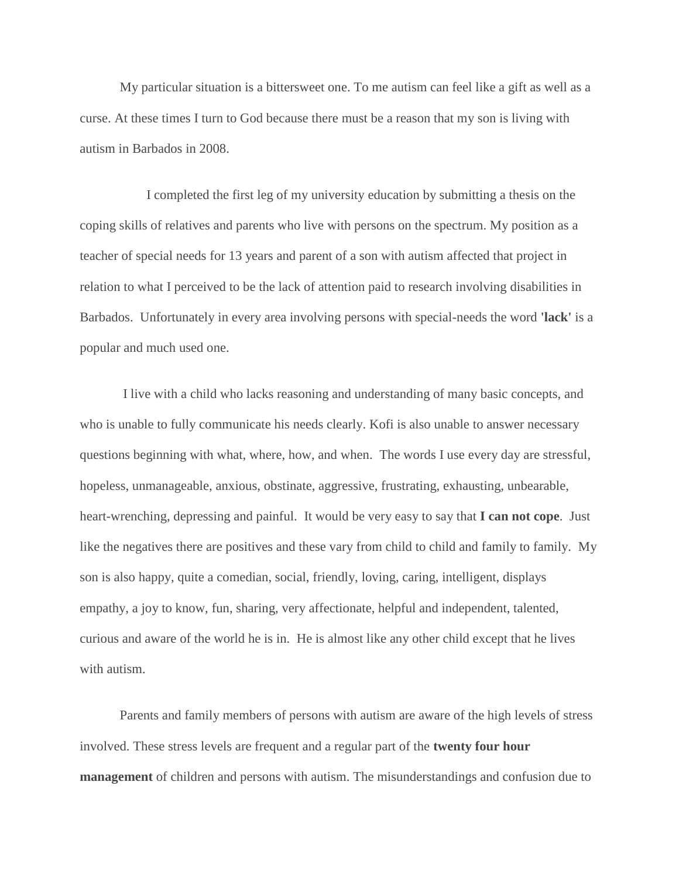My particular situation is a bittersweet one. To me autism can feel like a gift as well as a curse. At these times I turn to God because there must be a reason that my son is living with autism in Barbados in 2008.

I completed the first leg of my university education by submitting a thesis on the coping skills of relatives and parents who live with persons on the spectrum. My position as a teacher of special needs for 13 years and parent of a son with autism affected that project in relation to what I perceived to be the lack of attention paid to research involving disabilities in Barbados. Unfortunately in every area involving persons with special-needs the word **'lack'** is a popular and much used one.

I live with a child who lacks reasoning and understanding of many basic concepts, and who is unable to fully communicate his needs clearly. Kofi is also unable to answer necessary questions beginning with what, where, how, and when. The words I use every day are stressful, hopeless, unmanageable, anxious, obstinate, aggressive, frustrating, exhausting, unbearable, heart-wrenching, depressing and painful. It would be very easy to say that **I can not cope**. Just like the negatives there are positives and these vary from child to child and family to family. My son is also happy, quite a comedian, social, friendly, loving, caring, intelligent, displays empathy, a joy to know, fun, sharing, very affectionate, helpful and independent, talented, curious and aware of the world he is in. He is almost like any other child except that he lives with autism.

Parents and family members of persons with autism are aware of the high levels of stress involved. These stress levels are frequent and a regular part of the **twenty four hour management** of children and persons with autism. The misunderstandings and confusion due to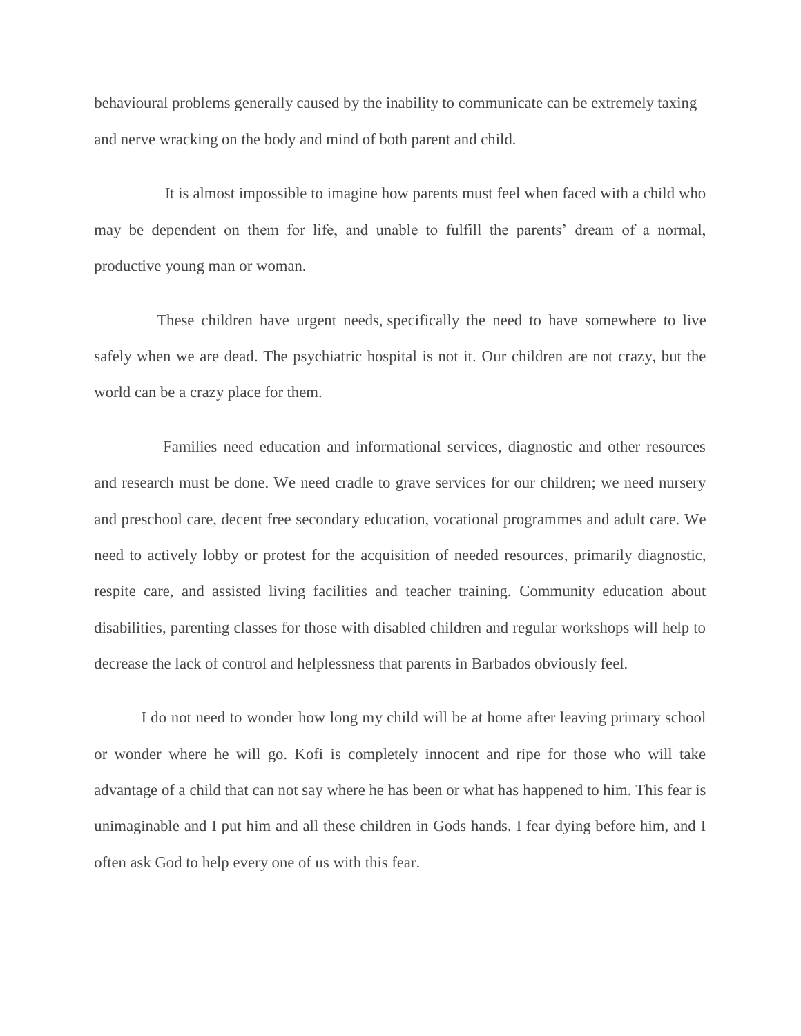behavioural problems generally caused by the inability to communicate can be extremely taxing and nerve wracking on the body and mind of both parent and child.

It is almost impossible to imagine how parents must feel when faced with a child who may be dependent on them for life, and unable to fulfill the parents' dream of a normal, productive young man or woman.

These children have urgent needs, specifically the need to have somewhere to live safely when we are dead. The psychiatric hospital is not it. Our children are not crazy, but the world can be a crazy place for them.

Families need education and informational services, diagnostic and other resources and research must be done. We need cradle to grave services for our children; we need nursery and preschool care, decent free secondary education, vocational programmes and adult care. We need to actively lobby or protest for the acquisition of needed resources, primarily diagnostic, respite care, and assisted living facilities and teacher training. Community education about disabilities, parenting classes for those with disabled children and regular workshops will help to decrease the lack of control and helplessness that parents in Barbados obviously feel.

I do not need to wonder how long my child will be at home after leaving primary school or wonder where he will go. Kofi is completely innocent and ripe for those who will take advantage of a child that can not say where he has been or what has happened to him. This fear is unimaginable and I put him and all these children in Gods hands. I fear dying before him, and I often ask God to help every one of us with this fear.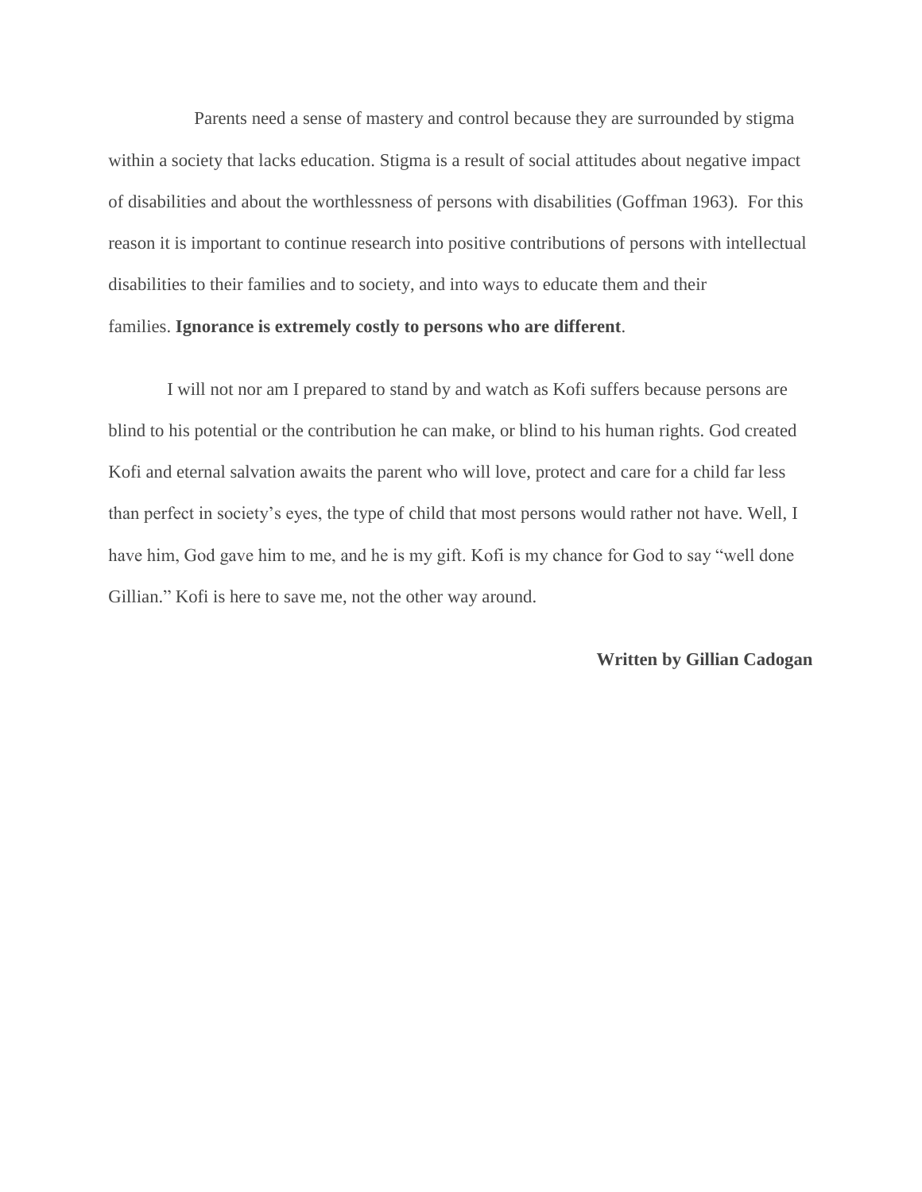Parents need a sense of mastery and control because they are surrounded by stigma within a society that lacks education. Stigma is a result of social attitudes about negative impact of disabilities and about the worthlessness of persons with disabilities (Goffman 1963). For this reason it is important to continue research into positive contributions of persons with intellectual disabilities to their families and to society, and into ways to educate them and their families. **Ignorance is extremely costly to persons who are different**.

I will not nor am I prepared to stand by and watch as Kofi suffers because persons are blind to his potential or the contribution he can make, or blind to his human rights. God created Kofi and eternal salvation awaits the parent who will love, protect and care for a child far less than perfect in society's eyes, the type of child that most persons would rather not have. Well, I have him, God gave him to me, and he is my gift. Kofi is my chance for God to say "well done Gillian." Kofi is here to save me, not the other way around.

**Written by Gillian Cadogan**